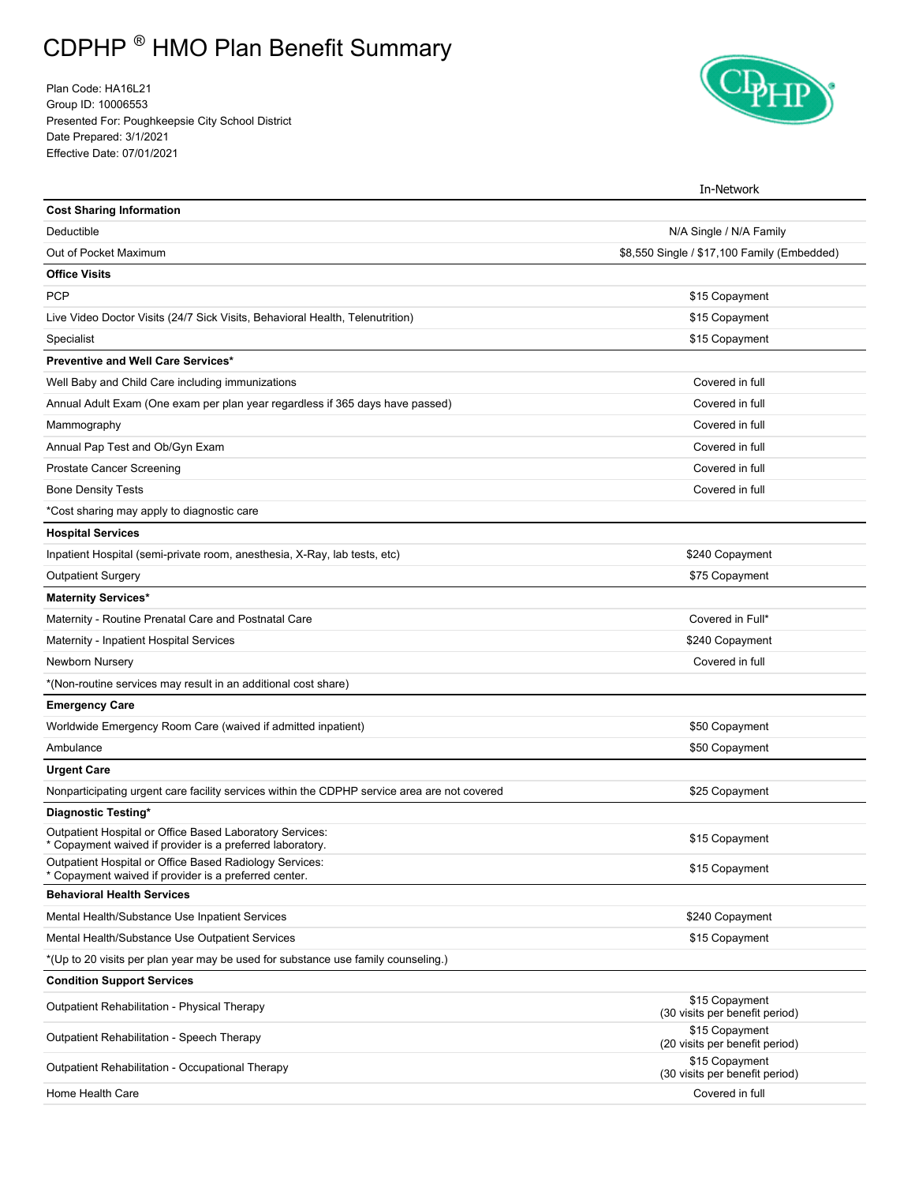# CDPHP ® HMO Plan Benefit Summary

Plan Code: HA16L21
Group ID: 10006553
Presented For: Poughkeepsie City School District
Date Prepared: 3/1/2021
Effective Date: 07/01/2021

| | In-Network |
|---|---|
| **Cost Sharing Information** | |
| Deductible | N/A Single / N/A Family |
| Out of Pocket Maximum | $8,550 Single / $17,100 Family (Embedded) |
| **Office Visits** | |
| PCP | $15 Copayment |
| Live Video Doctor Visits (24/7 Sick Visits, Behavioral Health, Telenutrition) | $15 Copayment |
| Specialist | $15 Copayment |
| **Preventive and Well Care Services*** | |
| Well Baby and Child Care including immunizations | Covered in full |
| Annual Adult Exam (One exam per plan year regardless if 365 days have passed) | Covered in full |
| Mammography | Covered in full |
| Annual Pap Test and Ob/Gyn Exam | Covered in full |
| Prostate Cancer Screening | Covered in full |
| Bone Density Tests | Covered in full |
| *Cost sharing may apply to diagnostic care | |
| **Hospital Services** | |
| Inpatient Hospital (semi-private room, anesthesia, X-Ray, lab tests, etc) | $240 Copayment |
| Outpatient Surgery | $75 Copayment |
| **Maternity Services*** | |
| Maternity - Routine Prenatal Care and Postnatal Care | Covered in Full* |
| Maternity - Inpatient Hospital Services | $240 Copayment |
| Newborn Nursery | Covered in full |
| *(Non-routine services may result in an additional cost share) | |
| **Emergency Care** | |
| Worldwide Emergency Room Care (waived if admitted inpatient) | $50 Copayment |
| Ambulance | $50 Copayment |
| **Urgent Care** | |
| Nonparticipating urgent care facility services within the CDPHP service area are not covered | $25 Copayment |
| **Diagnostic Testing*** | |
| Outpatient Hospital or Office Based Laboratory Services:<br>* Copayment waived if provider is a preferred laboratory. | $15 Copayment |
| Outpatient Hospital or Office Based Radiology Services:<br>* Copayment waived if provider is a preferred center. | $15 Copayment |
| **Behavioral Health Services** | |
| Mental Health/Substance Use Inpatient Services | $240 Copayment |
| Mental Health/Substance Use Outpatient Services | $15 Copayment |
| *(Up to 20 visits per plan year may be used for substance use family counseling.) | |
| **Condition Support Services** | |
| Outpatient Rehabilitation - Physical Therapy | $15 Copayment<br>(30 visits per benefit period) |
| Outpatient Rehabilitation - Speech Therapy | $15 Copayment<br>(20 visits per benefit period) |
| Outpatient Rehabilitation - Occupational Therapy | $15 Copayment<br>(30 visits per benefit period) |
| Home Health Care | Covered in full |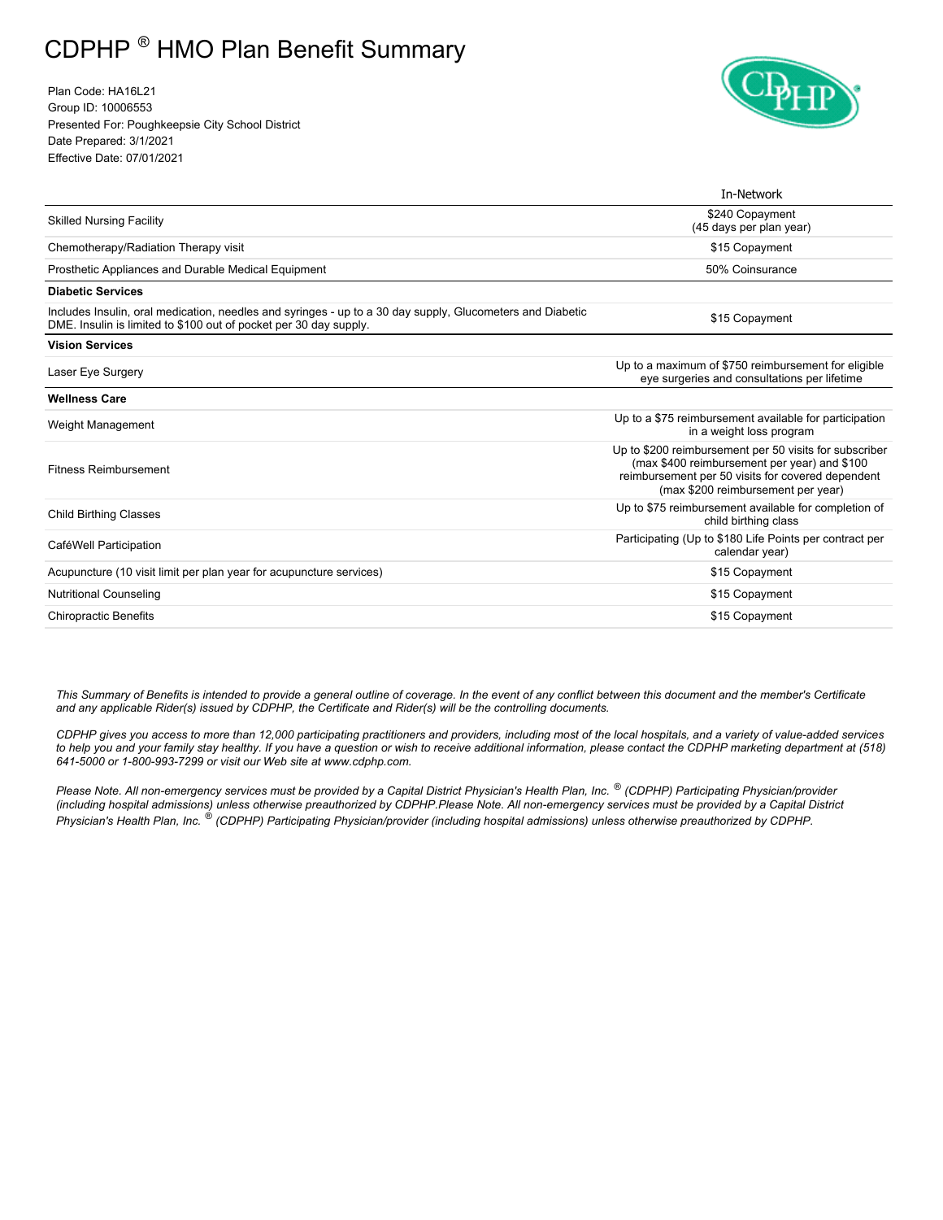# CDPHP ® HMO Plan Benefit Summary

Plan Code: HA16L21
Group ID: 10006553
Presented For: Poughkeepsie City School District
Date Prepared: 3/1/2021
Effective Date: 07/01/2021

| | In-Network |
|---|---|
| Skilled Nursing Facility | $240 Copayment (45 days per plan year) |
| Chemotherapy/Radiation Therapy visit | $15 Copayment |
| Prosthetic Appliances and Durable Medical Equipment | 50% Coinsurance |
| **Diabetic Services** | |
| Includes Insulin, oral medication, needles and syringes - up to a 30 day supply, Glucometers and Diabetic DME. Insulin is limited to $100 out of pocket per 30 day supply. | $15 Copayment |
| **Vision Services** | |
| Laser Eye Surgery | Up to a maximum of $750 reimbursement for eligible eye surgeries and consultations per lifetime |
| **Wellness Care** | |
| Weight Management | Up to a $75 reimbursement available for participation in a weight loss program |
| Fitness Reimbursement | Up to $200 reimbursement per 50 visits for subscriber (max $400 reimbursement per year) and $100 reimbursement per 50 visits for covered dependent (max $200 reimbursement per year) |
| Child Birthing Classes | Up to $75 reimbursement available for completion of child birthing class |
| CaféWell Participation | Participating (Up to $180 Life Points per contract per calendar year) |
| Acupuncture (10 visit limit per plan year for acupuncture services) | $15 Copayment |
| Nutritional Counseling | $15 Copayment |
| Chiropractic Benefits | $15 Copayment |

*This Summary of Benefits is intended to provide a general outline of coverage. In the event of any conflict between this document and the member's Certificate and any applicable Rider(s) issued by CDPHP, the Certificate and Rider(s) will be the controlling documents.*

*CDPHP gives you access to more than 12,000 participating practitioners and providers, including most of the local hospitals, and a variety of value-added services to help you and your family stay healthy. If you have a question or wish to receive additional information, please contact the CDPHP marketing department at (518) 641-5000 or 1-800-993-7299 or visit our Web site at www.cdphp.com.*

*Please Note. All non-emergency services must be provided by a Capital District Physician's Health Plan, Inc. ® (CDPHP) Participating Physician/provider (including hospital admissions) unless otherwise preauthorized by CDPHP.Please Note. All non-emergency services must be provided by a Capital District Physician's Health Plan, Inc. ® (CDPHP) Participating Physician/provider (including hospital admissions) unless otherwise preauthorized by CDPHP.*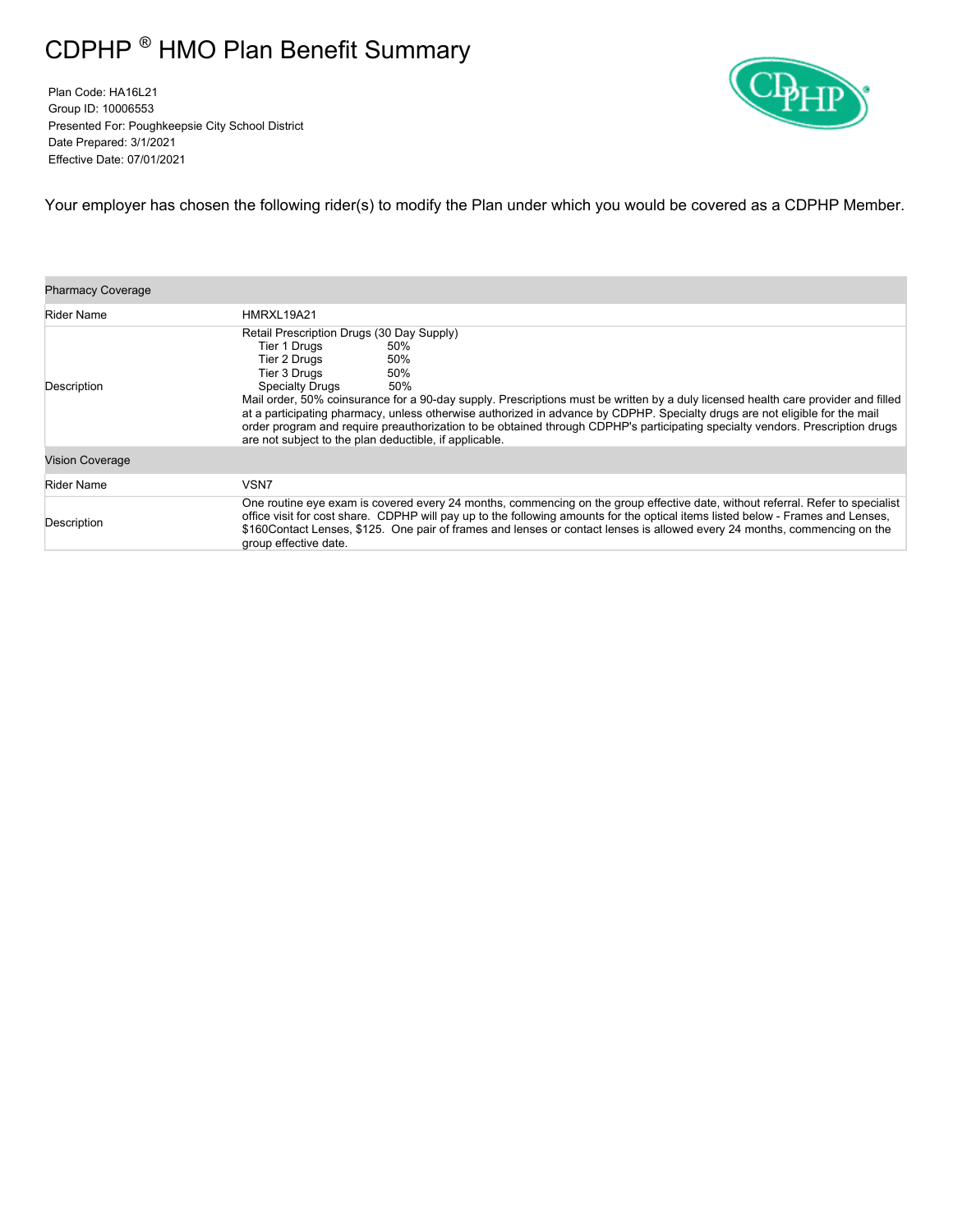# CDPHP ® HMO Plan Benefit Summary

Plan Code: HA16L21
Group ID: 10006553
Presented For: Poughkeepsie City School District
Date Prepared: 3/1/2021
Effective Date: 07/01/2021

Your employer has chosen the following rider(s) to modify the Plan under which you would be covered as a CDPHP Member.

| Pharmacy Coverage | |
|---|---|
| Rider Name | HMRXL19A21 |
| Description | Retail Prescription Drugs (30 Day Supply)<br>Tier 1 Drugs 50%<br>Tier 2 Drugs 50%<br>Tier 3 Drugs 50%<br>Specialty Drugs 50%<br>Mail order, 50% coinsurance for a 90-day supply. Prescriptions must be written by a duly licensed health care provider and filled at a participating pharmacy, unless otherwise authorized in advance by CDPHP. Specialty drugs are not eligible for the mail order program and require preauthorization to be obtained through CDPHP's participating specialty vendors. Prescription drugs are not subject to the plan deductible, if applicable. |
| **Vision Coverage** | |
| Rider Name | VSN7 |
| Description | One routine eye exam is covered every 24 months, commencing on the group effective date, without referral. Refer to specialist office visit for cost share. CDPHP will pay up to the following amounts for the optical items listed below - Frames and Lenses, $160Contact Lenses, $125. One pair of frames and lenses or contact lenses is allowed every 24 months, commencing on the group effective date. |